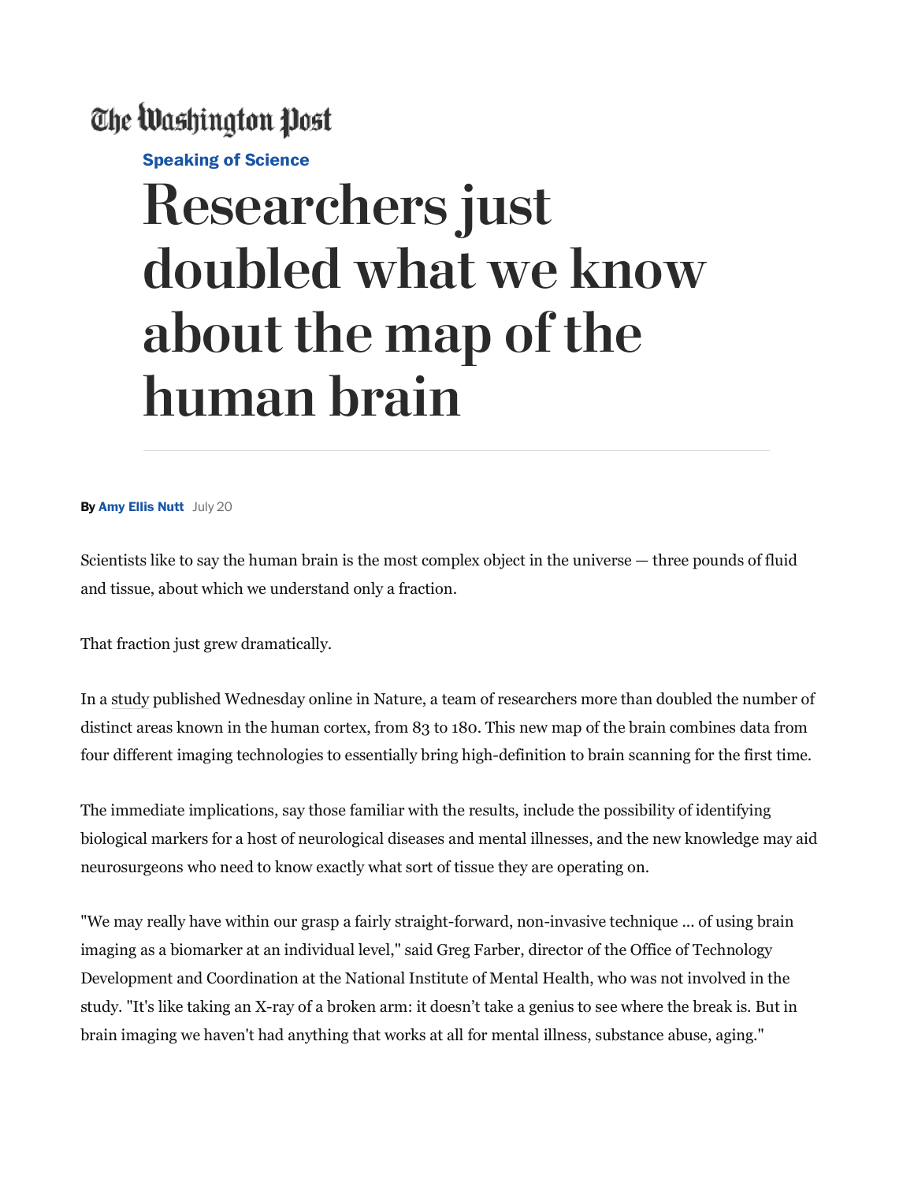The Washington Post

**Speaking of Science**

# Researchers just doubled what we know about the map of the human brain

**By Amy Ellis Nutt** July 20

Scientists like to say the human brain is the most complex object in the universe — three pounds of fluid and tissue, about which we understand only a fraction.

That fraction just grew dramatically.

In a study published Wednesday online in Nature, a team of researchers more than doubled the number of distinct areas known in the human cortex, from 83 to 180. This new map of the brain combines data from four different imaging technologies to essentially bring high-definition to brain scanning for the first time.

The immediate implications, say those familiar with the results, include the possibility of identifying biological markers for a host of neurological diseases and mental illnesses, and the new knowledge may aid neurosurgeons who need to know exactly what sort of tissue they are operating on.

"We may really have within our grasp a fairly straight-forward, non-invasive technique ... of using brain imaging as a biomarker at an individual level," said Greg Farber, director of the Office of Technology Development and Coordination at the National Institute of Mental Health, who was not involved in the study. "It's like taking an X-ray of a broken arm: it doesn't take a genius to see where the break is. But in brain imaging we haven't had anything that works at all for mental illness, substance abuse, aging."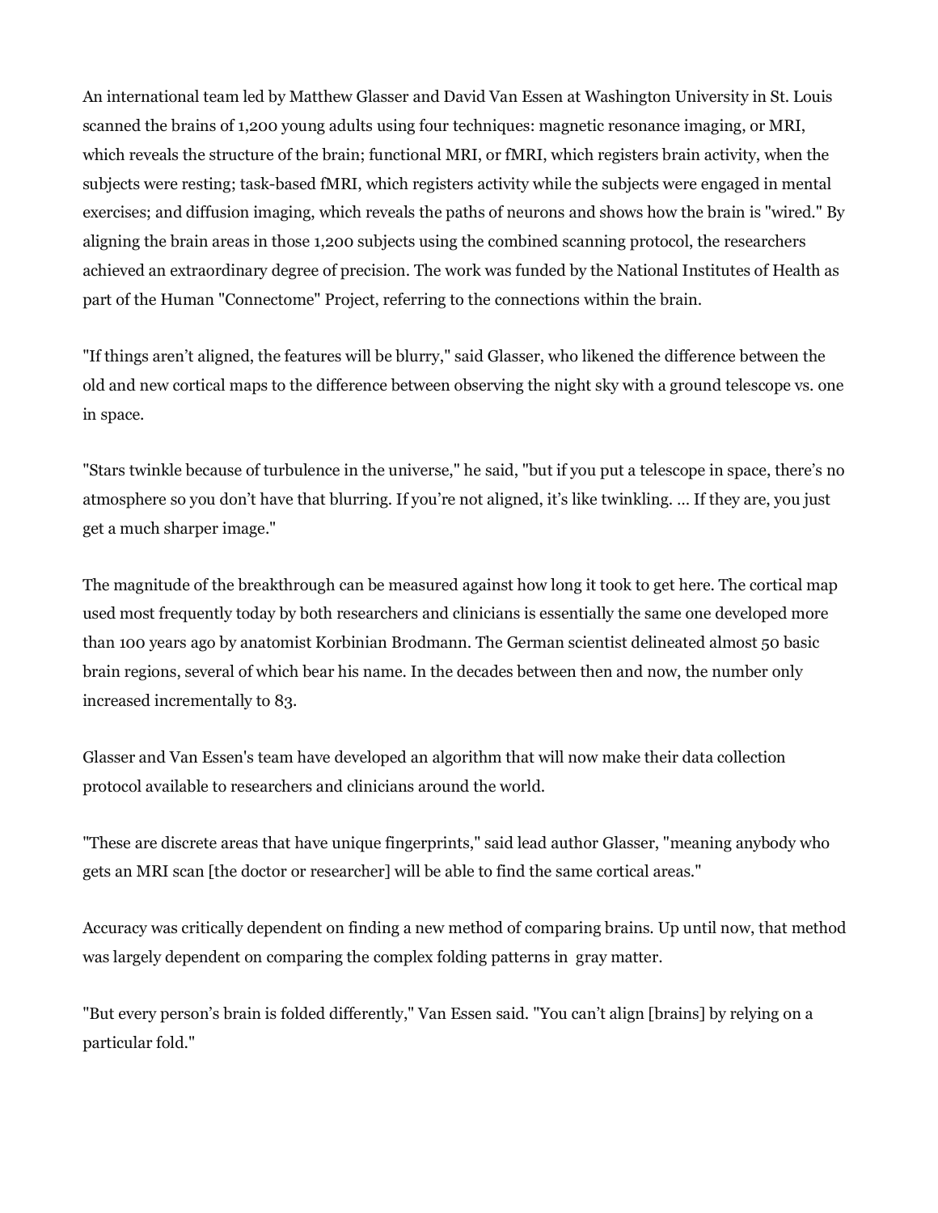An international team led by Matthew Glasser and David Van Essen at Washington University in St. Louis scanned the brains of 1,200 young adults using four techniques: magnetic resonance imaging, or MRI, which reveals the structure of the brain; functional MRI, or fMRI, which registers brain activity, when the subjects were resting; task-based fMRI, which registers activity while the subjects were engaged in mental exercises; and diffusion imaging, which reveals the paths of neurons and shows how the brain is "wired." By aligning the brain areas in those 1,200 subjects using the combined scanning protocol, the researchers achieved an extraordinary degree of precision. The work was funded by the National Institutes of Health as part of the Human "Connectome" Project, referring to the connections within the brain.

"If things aren't aligned, the features will be blurry," said Glasser, who likened the difference between the old and new cortical maps to the difference between observing the night sky with a ground telescope vs. one in space.

"Stars twinkle because of turbulence in the universe," he said, "but if you put a telescope in space, there's no atmosphere so you don't have that blurring. If you're not aligned, it's like twinkling. ... If they are, you just get a much sharper image."

The magnitude of the breakthrough can be measured against how long it took to get here. The cortical map used most frequently today by both researchers and clinicians is essentially the same one developed more than 100 years ago by anatomist Korbinian Brodmann. The German scientist delineated almost 50 basic brain regions, several of which bear his name. In the decades between then and now, the number only increased incrementally to 83.

Glasser and Van Essen's team have developed an algorithm that will now make their data collection protocol available to researchers and clinicians around the world.

"These are discrete areas that have unique fingerprints," said lead author Glasser, "meaning anybody who gets an MRI scan [the doctor or researcher] will be able to find the same cortical areas."

Accuracy was critically dependent on finding a new method of comparing brains. Up until now, that method was largely dependent on comparing the complex folding patterns in gray matter.

"But every person's brain is folded differently," Van Essen said. "You can't align [brains] by relying on a particular fold."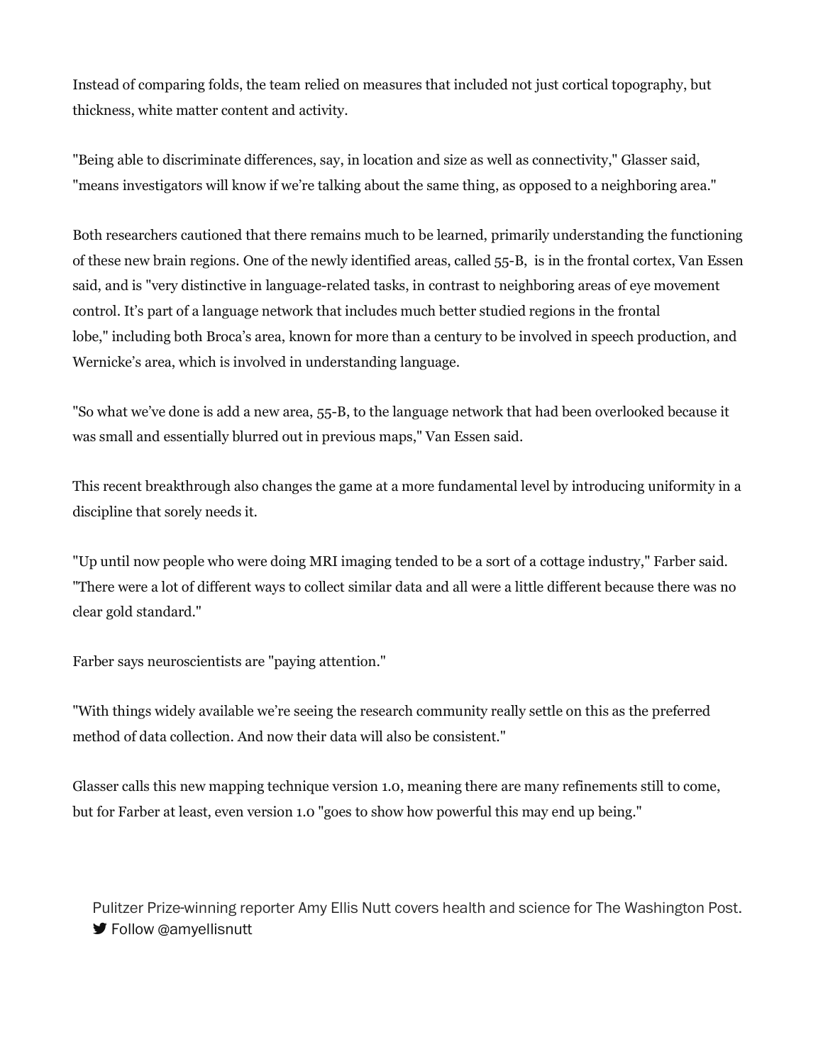Instead of comparing folds, the team relied on measures that included not just cortical topography, but thickness, white matter content and activity.

"Being able to discriminate differences, say, in location and size as well as connectivity," Glasser said, "means investigators will know if we're talking about the same thing, as opposed to a neighboring area."

Both researchers cautioned that there remains much to be learned, primarily understanding the functioning of these new brain regions. One of the newly identified areas, called 55-B, is in the frontal cortex, Van Essen said, and is "very distinctive in language-related tasks, in contrast to neighboring areas of eye movement control. It's part of a language network that includes much better studied regions in the frontal lobe," including both Broca's area, known for more than a century to be involved in speech production, and Wernicke's area, which is involved in understanding language.

"So what we've done is add a new area, 55-B, to the language network that had been overlooked because it was small and essentially blurred out in previous maps," Van Essen said.

This recent breakthrough also changes the game at a more fundamental level by introducing uniformity in a discipline that sorely needs it.

"Up until now people who were doing MRI imaging tended to be a sort of a cottage industry," Farber said. "There were a lot of different ways to collect similar data and all were a little different because there was no clear gold standard."

Farber says neuroscientists are "paying attention."

"With things widely available we're seeing the research community really settle on this as the preferred method of data collection. And now their data will also be consistent."

Glasser calls this new mapping technique version 1.0, meaning there are many refinements still to come, but for Farber at least, even version 1.0 "goes to show how powerful this may end up being."

Pulitzer Prize-winning reporter Amy Ellis Nutt covers health and science for The Washington Post.
Follow @amyellisnutt